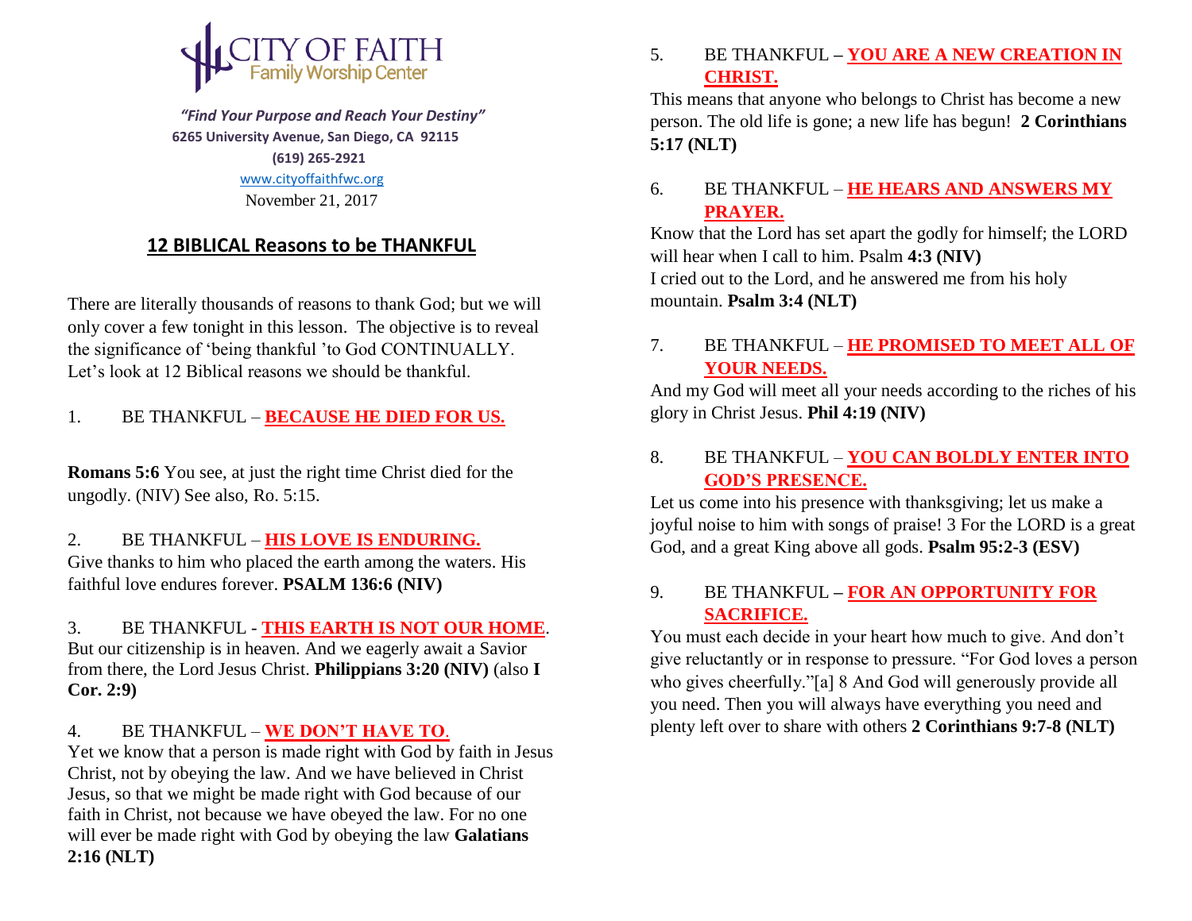CITY OF FAITH
Family Worship Center

*"Find Your Purpose and Reach Your Destiny"*
**6265 University Avenue, San Diego, CA 92115**
**(619) 265-2921**
www.cityoffaithfwc.org
November 21, 2017

## 12 BIBLICAL Reasons to be THANKFUL

There are literally thousands of reasons to thank God; but we will only cover a few tonight in this lesson. The objective is to reveal the significance of 'being thankful 'to God CONTINUALLY. Let's look at 12 Biblical reasons we should be thankful.

1. BE THANKFUL – **BECAUSE HE DIED FOR US.**

**Romans 5:6** You see, at just the right time Christ died for the ungodly. (NIV) See also, Ro. 5:15.

2. BE THANKFUL – **HIS LOVE IS ENDURING.**
Give thanks to him who placed the earth among the waters. His faithful love endures forever. **PSALM 136:6 (NIV)**

3. BE THANKFUL - **THIS EARTH IS NOT OUR HOME**.
But our citizenship is in heaven. And we eagerly await a Savior from there, the Lord Jesus Christ. **Philippians 3:20 (NIV)** (also **I Cor. 2:9)**

4. BE THANKFUL – **WE DON'T HAVE TO**.
Yet we know that a person is made right with God by faith in Jesus Christ, not by obeying the law. And we have believed in Christ Jesus, so that we might be made right with God because of our faith in Christ, not because we have obeyed the law. For no one will ever be made right with God by obeying the law **Galatians 2:16 (NLT)**

5. BE THANKFUL **– YOU ARE A NEW CREATION IN CHRIST.**
This means that anyone who belongs to Christ has become a new person. The old life is gone; a new life has begun! **2 Corinthians 5:17 (NLT)**

6. BE THANKFUL – **HE HEARS AND ANSWERS MY PRAYER.**
Know that the Lord has set apart the godly for himself; the LORD will hear when I call to him. Psalm **4:3 (NIV)**
I cried out to the Lord, and he answered me from his holy mountain. **Psalm 3:4 (NLT)**

7. BE THANKFUL – **HE PROMISED TO MEET ALL OF YOUR NEEDS.**
And my God will meet all your needs according to the riches of his glory in Christ Jesus. **Phil 4:19 (NIV)**

8. BE THANKFUL – **YOU CAN BOLDLY ENTER INTO GOD'S PRESENCE.**
Let us come into his presence with thanksgiving; let us make a joyful noise to him with songs of praise! 3 For the LORD is a great God, and a great King above all gods. **Psalm 95:2-3 (ESV)**

9. BE THANKFUL **– FOR AN OPPORTUNITY FOR SACRIFICE.**
You must each decide in your heart how much to give. And don't give reluctantly or in response to pressure. "For God loves a person who gives cheerfully."[a] 8 And God will generously provide all you need. Then you will always have everything you need and plenty left over to share with others **2 Corinthians 9:7-8 (NLT)**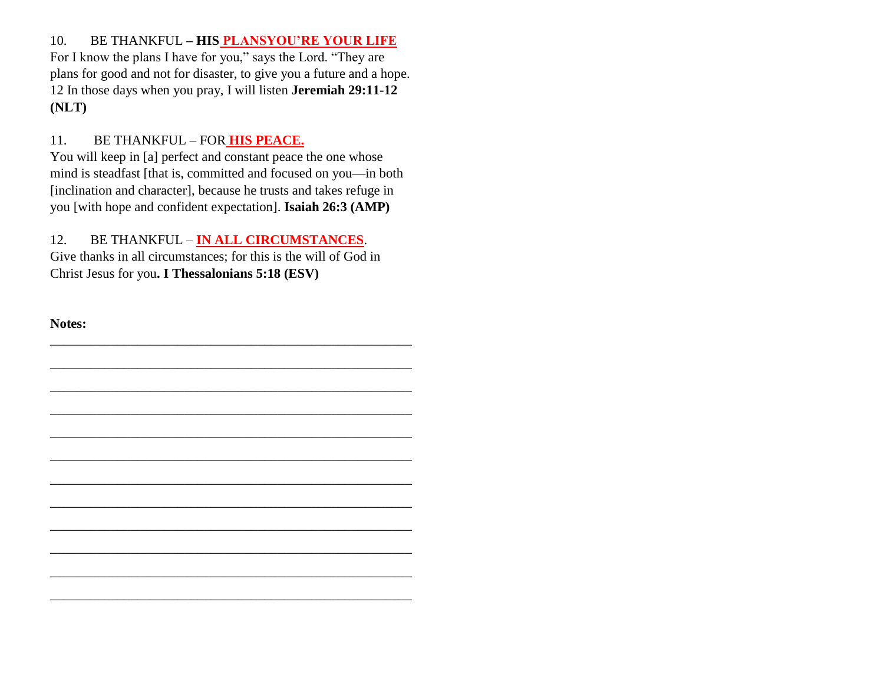10. BE THANKFUL – **HIS PLANSYOU'RE YOUR LIFE**

For I know the plans I have for you," says the Lord. "They are plans for good and not for disaster, to give you a future and a hope. 12 In those days when you pray, I will listen **Jeremiah 29:11-12 (NLT)**

11. BE THANKFUL – FOR **HIS PEACE.**

You will keep in [a] perfect and constant peace the one whose mind is steadfast [that is, committed and focused on you—in both [inclination and character], because he trusts and takes refuge in you [with hope and confident expectation]. **Isaiah 26:3 (AMP)**

12. BE THANKFUL – **IN ALL CIRCUMSTANCES**.

Give thanks in all circumstances; for this is the will of God in Christ Jesus for you**. I Thessalonians 5:18 (ESV)**

**Notes:**

____________________________________________________

____________________________________________________

____________________________________________________

____________________________________________________

____________________________________________________

____________________________________________________

____________________________________________________

____________________________________________________

____________________________________________________

____________________________________________________

____________________________________________________

____________________________________________________